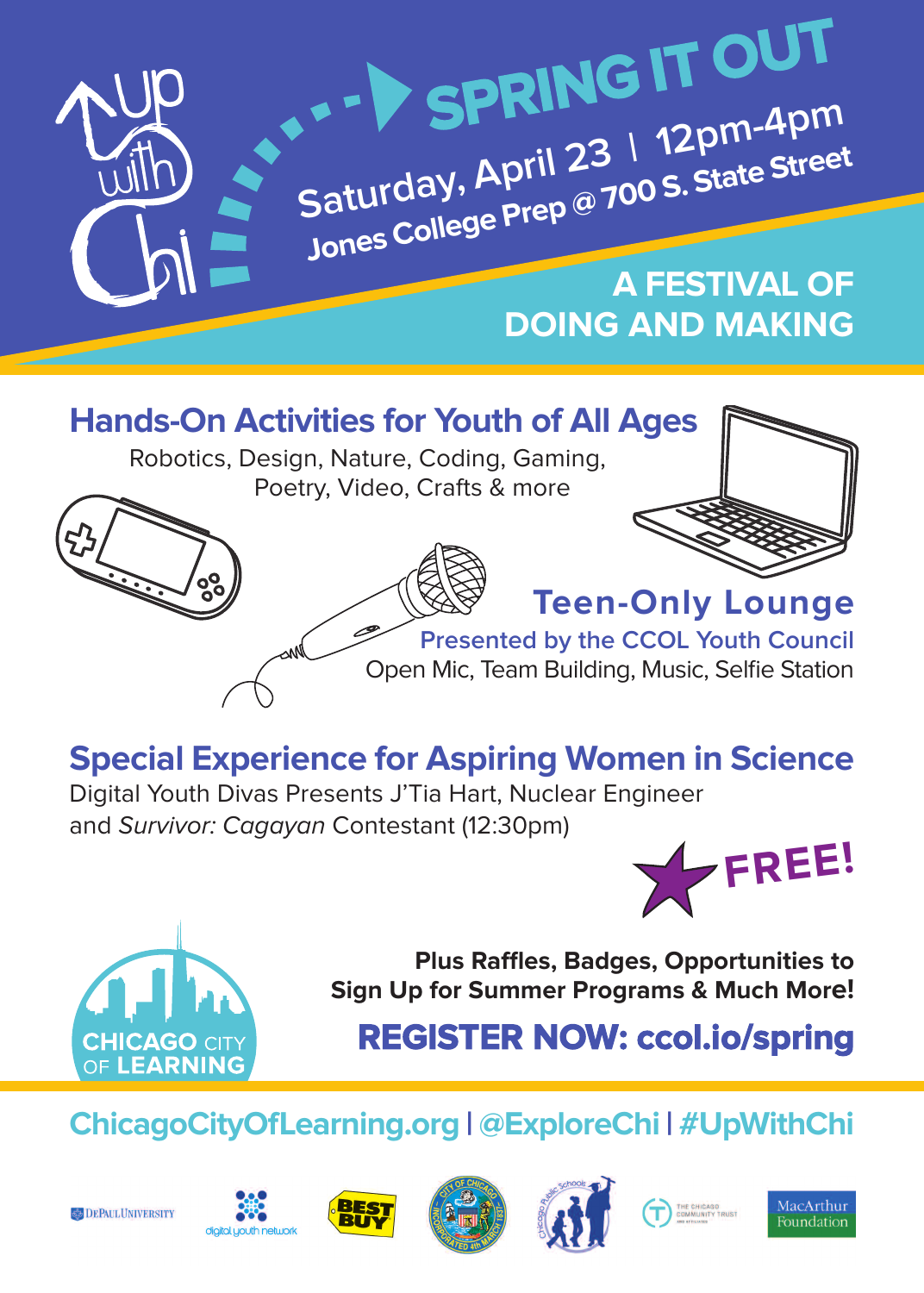Up with Chi

# SPRING IT OUT

Saturday, April 23 | 12pm-4pm

Jones College Prep @ 700 S. State Street

## A FESTIVAL OF DOING AND MAKING

## Hands-On Activities for Youth of All Ages

Robotics, Design, Nature, Coding, Gaming, Poetry, Video, Crafts & more

## Teen-Only Lounge

Presented by the CCOL Youth Council

Open Mic, Team Building, Music, Selfie Station

## Special Experience for Aspiring Women in Science

Digital Youth Divas Presents J'Tia Hart, Nuclear Engineer and *Survivor: Cagayan* Contestant (12:30pm)

**FREE!**

CHICAGO CITY OF LEARNING

**Plus Raffles, Badges, Opportunities to Sign Up for Summer Programs & Much More!**

**REGISTER NOW: ccol.io/spring**

ChicagoCityOfLearning.org | @ExploreChi | #UpWithChi

DePaul University | digital youth network | Best Buy | City of Chicago | Chicago Public Schools | The Chicago Community Trust | MacArthur Foundation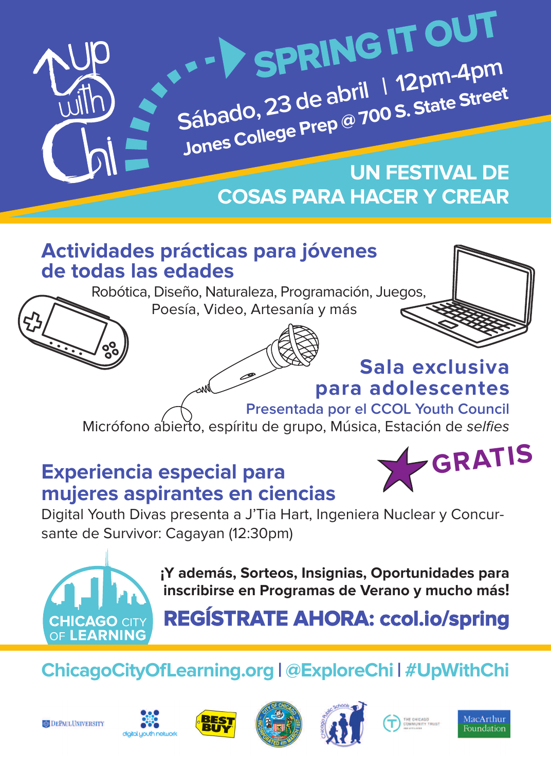Up with Chi

# SPRING IT OUT

**Sábado, 23 de abril | 12pm-4pm**

**Jones College Prep @ 700 S. State Street**

## UN FESTIVAL DE COSAS PARA HACER Y CREAR

## Actividades prácticas para jóvenes de todas las edades

Robótica, Diseño, Naturaleza, Programación, Juegos, Poesía, Video, Artesanía y más

## Sala exclusiva para adolescentes

**Presentada por el CCOL Youth Council**

Micrófono abierto, espíritu de grupo, Música, Estación de *selfies*

**GRATIS**

## Experiencia especial para mujeres aspirantes en ciencias

Digital Youth Divas presenta a J'Tia Hart, Ingeniera Nuclear y Concursante de Survivor: Cagayan (12:30pm)

**¡Y además, Sorteos, Insignias, Oportunidades para inscribirse en Programas de Verano y mucho más!**

**REGÍSTRATE AHORA: ccol.io/spring**

CHICAGO CITY OF LEARNING

**ChicagoCityOfLearning.org | @ExploreChi | #UpWithChi**

DePaul University | digital youth network | Best Buy | City of Chicago | Chicago Public Schools | The Chicago Community Trust | MacArthur Foundation